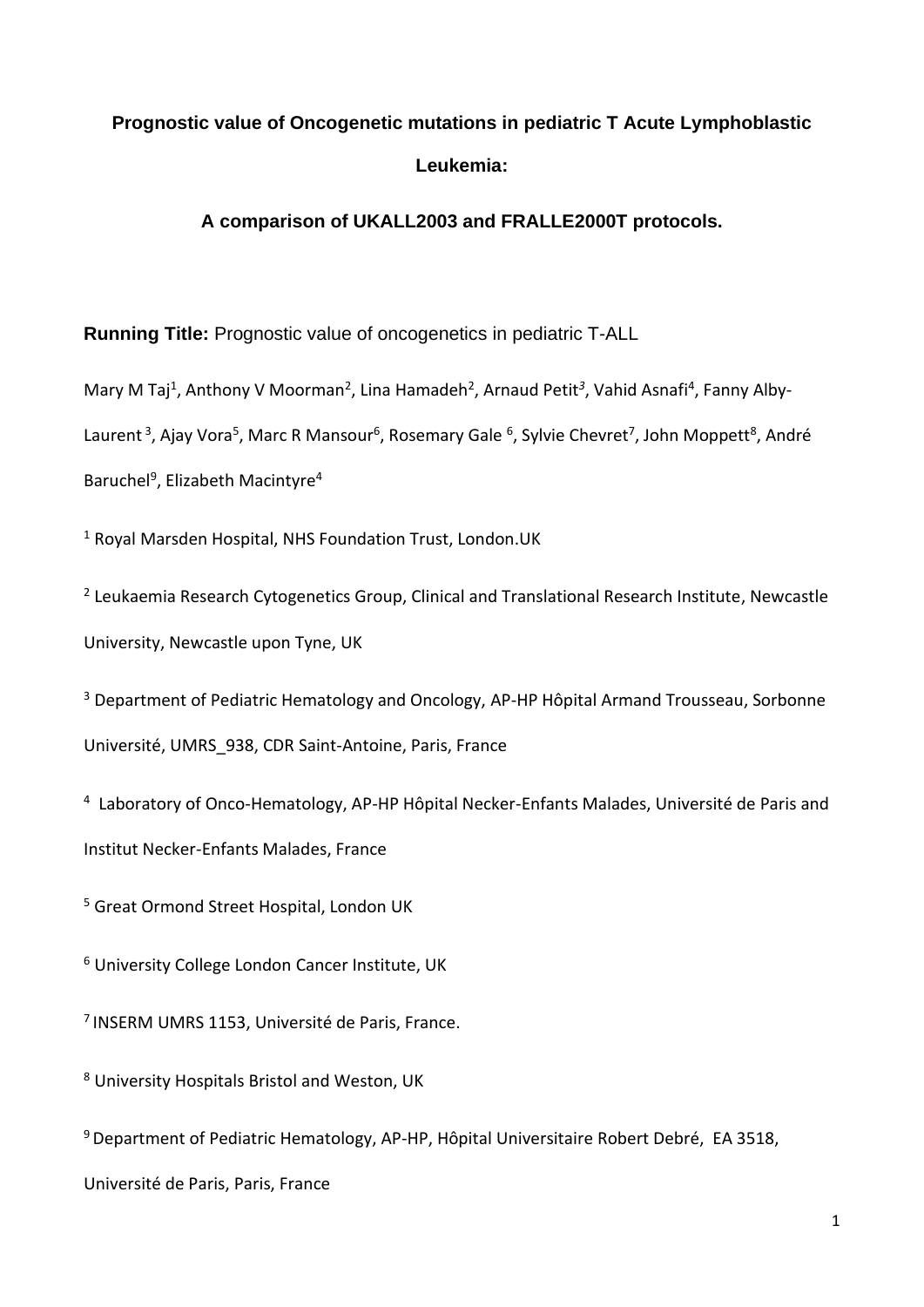# Prognostic value of Oncogenetic mutations in pediatric T Acute Lymphoblastic Leukemia:

## A comparison of UKALL2003 and FRALLE2000T protocols.

**Running Title:** Prognostic value of oncogenetics in pediatric T-ALL

Mary M Taj[1], Anthony V Moorman[2], Lina Hamadeh[2], Arnaud Petit[3], Vahid Asnafi[4], Fanny Alby-Laurent[3], Ajay Vora[5], Marc R Mansour[6], Rosemary Gale[6], Sylvie Chevret[7], John Moppett[8], André Baruchel[9], Elizabeth Macintyre[4]

[1] Royal Marsden Hospital, NHS Foundation Trust, London.UK

[2] Leukaemia Research Cytogenetics Group, Clinical and Translational Research Institute, Newcastle University, Newcastle upon Tyne, UK

[3] Department of Pediatric Hematology and Oncology, AP-HP Hôpital Armand Trousseau, Sorbonne Université, UMRS_938, CDR Saint-Antoine, Paris, France

[4] Laboratory of Onco-Hematology, AP-HP Hôpital Necker-Enfants Malades, Université de Paris and Institut Necker-Enfants Malades, France

[5] Great Ormond Street Hospital, London UK

[6] University College London Cancer Institute, UK

[7] INSERM UMRS 1153, Université de Paris, France.

[8] University Hospitals Bristol and Weston, UK

[9] Department of Pediatric Hematology, AP-HP, Hôpital Universitaire Robert Debré, EA 3518, Université de Paris, Paris, France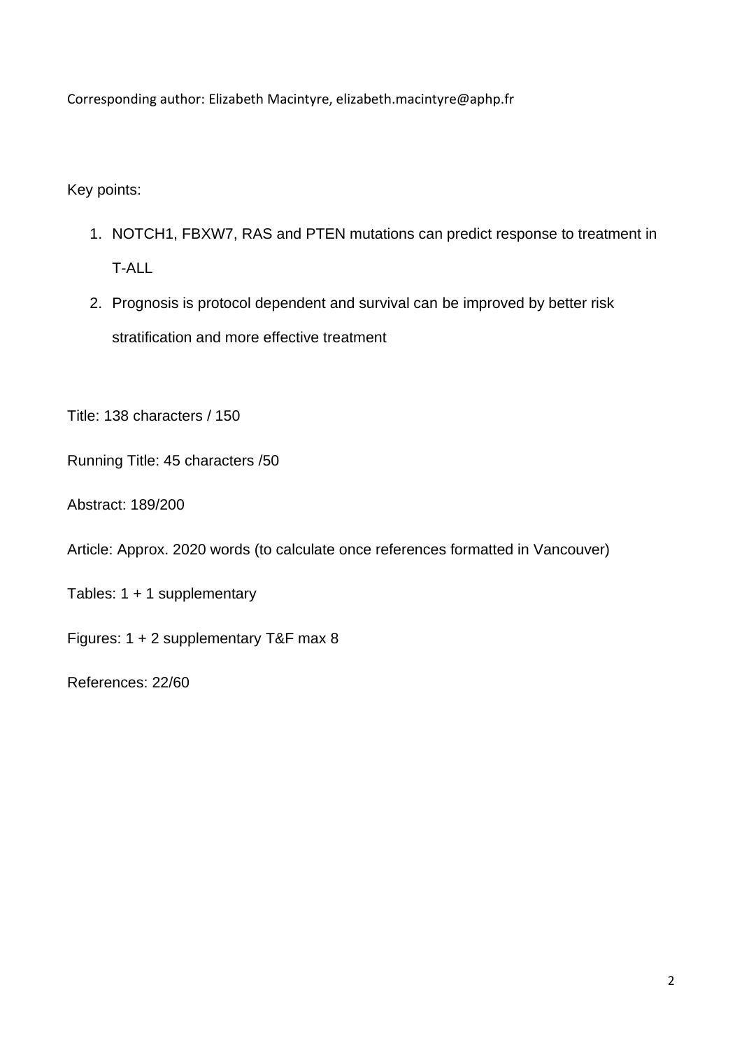Corresponding author: Elizabeth Macintyre, elizabeth.macintyre@aphp.fr

Key points:

1. NOTCH1, FBXW7, RAS and PTEN mutations can predict response to treatment in T-ALL
2. Prognosis is protocol dependent and survival can be improved by better risk stratification and more effective treatment

Title: 138 characters / 150

Running Title: 45 characters /50

Abstract: 189/200

Article: Approx. 2020 words (to calculate once references formatted in Vancouver)

Tables: 1 + 1 supplementary

Figures: 1 + 2 supplementary T&F max 8

References: 22/60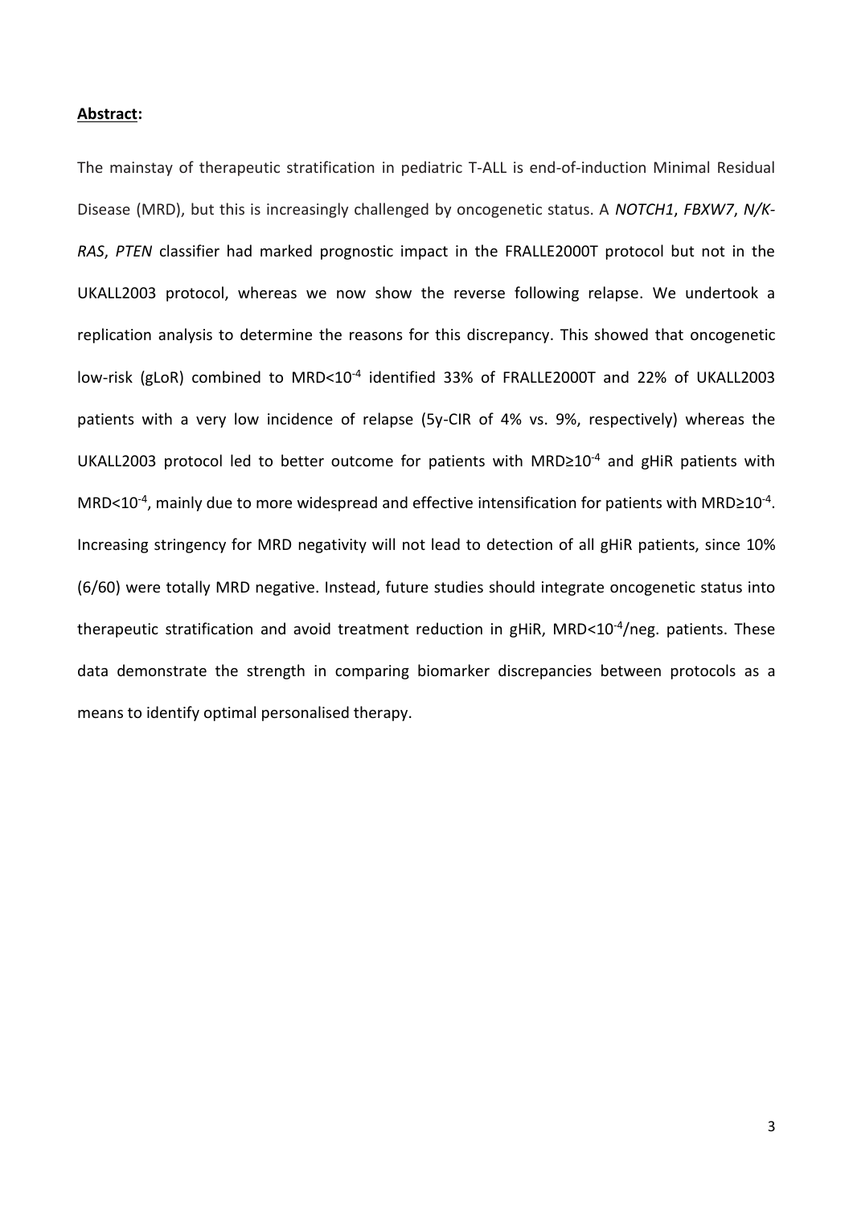**Abstract:**

The mainstay of therapeutic stratification in pediatric T-ALL is end-of-induction Minimal Residual Disease (MRD), but this is increasingly challenged by oncogenetic status. A *NOTCH1*, *FBXW7*, *N/K-RAS*, *PTEN* classifier had marked prognostic impact in the FRALLE2000T protocol but not in the UKALL2003 protocol, whereas we now show the reverse following relapse. We undertook a replication analysis to determine the reasons for this discrepancy. This showed that oncogenetic low-risk (gLoR) combined to MRD<$10^{-4}$ identified 33% of FRALLE2000T and 22% of UKALL2003 patients with a very low incidence of relapse (5y-CIR of 4% vs. 9%, respectively) whereas the UKALL2003 protocol led to better outcome for patients with MRD≥$10^{-4}$ and gHiR patients with MRD<$10^{-4}$, mainly due to more widespread and effective intensification for patients with MRD≥$10^{-4}$. Increasing stringency for MRD negativity will not lead to detection of all gHiR patients, since 10% (6/60) were totally MRD negative. Instead, future studies should integrate oncogenetic status into therapeutic stratification and avoid treatment reduction in gHiR, MRD<$10^{-4}$/neg. patients. These data demonstrate the strength in comparing biomarker discrepancies between protocols as a means to identify optimal personalised therapy.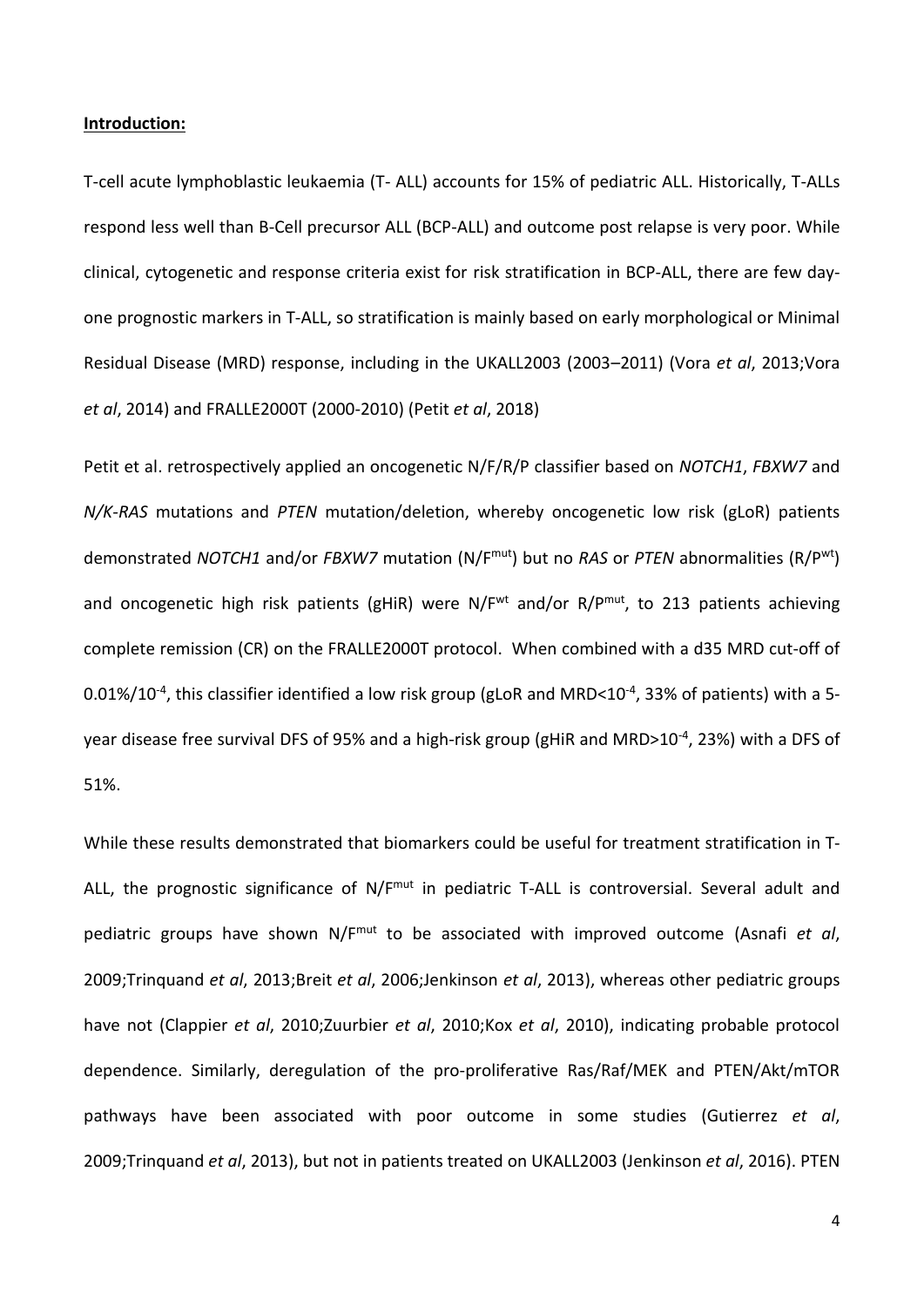**Introduction:**

T-cell acute lymphoblastic leukaemia (T- ALL) accounts for 15% of pediatric ALL. Historically, T-ALLs respond less well than B-Cell precursor ALL (BCP-ALL) and outcome post relapse is very poor. While clinical, cytogenetic and response criteria exist for risk stratification in BCP-ALL, there are few day-one prognostic markers in T-ALL, so stratification is mainly based on early morphological or Minimal Residual Disease (MRD) response, including in the UKALL2003 (2003–2011) (Vora *et al*, 2013;Vora *et al*, 2014) and FRALLE2000T (2000-2010) (Petit *et al*, 2018)

Petit et al. retrospectively applied an oncogenetic N/F/R/P classifier based on *NOTCH1*, *FBXW7* and *N/K-RAS* mutations and *PTEN* mutation/deletion, whereby oncogenetic low risk (gLoR) patients demonstrated *NOTCH1* and/or *FBXW7* mutation (N/F$^{mut}$) but no *RAS* or *PTEN* abnormalities (R/P$^{wt}$) and oncogenetic high risk patients (gHiR) were N/F$^{wt}$ and/or R/P$^{mut}$, to 213 patients achieving complete remission (CR) on the FRALLE2000T protocol. When combined with a d35 MRD cut-off of 0.01%/$10^{-4}$, this classifier identified a low risk group (gLoR and MRD<$10^{-4}$, 33% of patients) with a 5-year disease free survival DFS of 95% and a high-risk group (gHiR and MRD>$10^{-4}$, 23%) with a DFS of 51%.

While these results demonstrated that biomarkers could be useful for treatment stratification in T-ALL, the prognostic significance of N/F$^{mut}$ in pediatric T-ALL is controversial. Several adult and pediatric groups have shown N/F$^{mut}$ to be associated with improved outcome (Asnafi *et al*, 2009;Trinquand *et al*, 2013;Breit *et al*, 2006;Jenkinson *et al*, 2013), whereas other pediatric groups have not (Clappier *et al*, 2010;Zuurbier *et al*, 2010;Kox *et al*, 2010), indicating probable protocol dependence. Similarly, deregulation of the pro-proliferative Ras/Raf/MEK and PTEN/Akt/mTOR pathways have been associated with poor outcome in some studies (Gutierrez *et al*, 2009;Trinquand *et al*, 2013), but not in patients treated on UKALL2003 (Jenkinson *et al*, 2016). PTEN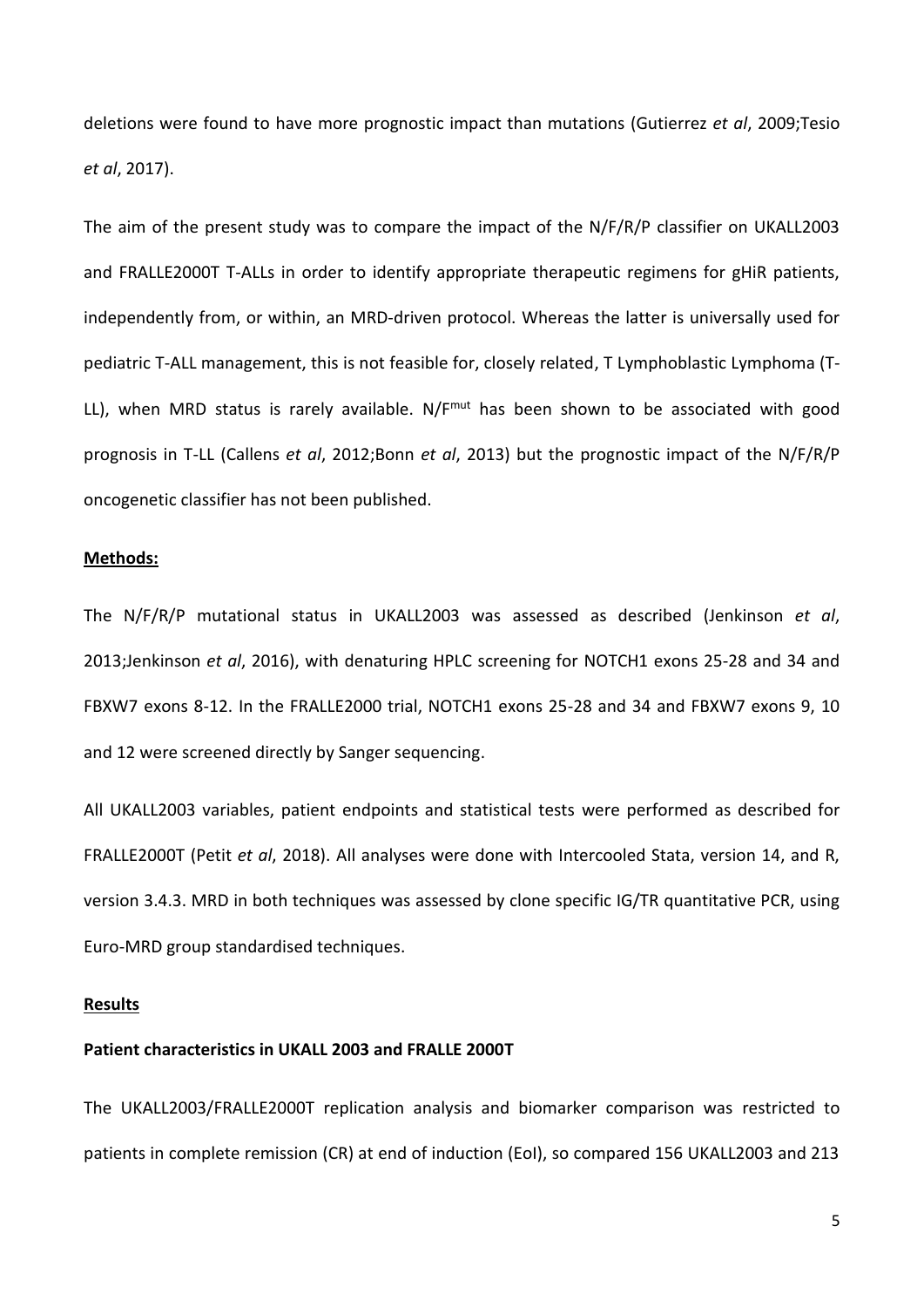deletions were found to have more prognostic impact than mutations (Gutierrez *et al*, 2009;Tesio *et al*, 2017).

The aim of the present study was to compare the impact of the N/F/R/P classifier on UKALL2003 and FRALLE2000T T-ALLs in order to identify appropriate therapeutic regimens for gHiR patients, independently from, or within, an MRD-driven protocol. Whereas the latter is universally used for pediatric T-ALL management, this is not feasible for, closely related, T Lymphoblastic Lymphoma (T-LL), when MRD status is rarely available. N/F$^{mut}$ has been shown to be associated with good prognosis in T-LL (Callens *et al*, 2012;Bonn *et al*, 2013) but the prognostic impact of the N/F/R/P oncogenetic classifier has not been published.

**Methods:**

The N/F/R/P mutational status in UKALL2003 was assessed as described (Jenkinson *et al*, 2013;Jenkinson *et al*, 2016), with denaturing HPLC screening for NOTCH1 exons 25-28 and 34 and FBXW7 exons 8-12. In the FRALLE2000 trial, NOTCH1 exons 25-28 and 34 and FBXW7 exons 9, 10 and 12 were screened directly by Sanger sequencing.

All UKALL2003 variables, patient endpoints and statistical tests were performed as described for FRALLE2000T (Petit *et al*, 2018). All analyses were done with Intercooled Stata, version 14, and R, version 3.4.3. MRD in both techniques was assessed by clone specific IG/TR quantitative PCR, using Euro-MRD group standardised techniques.

**Results**

**Patient characteristics in UKALL 2003 and FRALLE 2000T**

The UKALL2003/FRALLE2000T replication analysis and biomarker comparison was restricted to patients in complete remission (CR) at end of induction (EoI), so compared 156 UKALL2003 and 213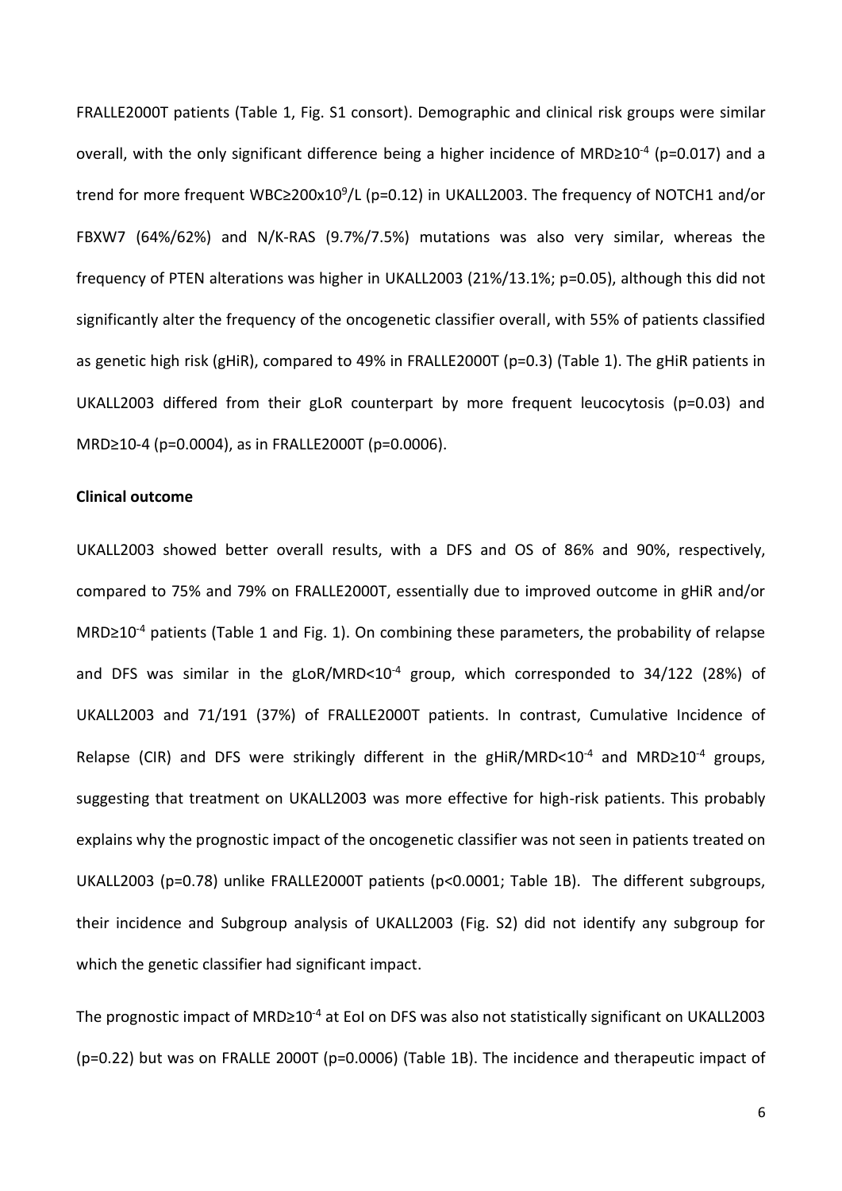FRALLE2000T patients (Table 1, Fig. S1 consort). Demographic and clinical risk groups were similar overall, with the only significant difference being a higher incidence of MRD≥$10^{-4}$ (p=0.017) and a trend for more frequent WBC≥200x$10^9$/L (p=0.12) in UKALL2003. The frequency of NOTCH1 and/or FBXW7 (64%/62%) and N/K-RAS (9.7%/7.5%) mutations was also very similar, whereas the frequency of PTEN alterations was higher in UKALL2003 (21%/13.1%; p=0.05), although this did not significantly alter the frequency of the oncogenetic classifier overall, with 55% of patients classified as genetic high risk (gHiR), compared to 49% in FRALLE2000T (p=0.3) (Table 1). The gHiR patients in UKALL2003 differed from their gLoR counterpart by more frequent leucocytosis (p=0.03) and MRD≥10-4 (p=0.0004), as in FRALLE2000T (p=0.0006).

**Clinical outcome**

UKALL2003 showed better overall results, with a DFS and OS of 86% and 90%, respectively, compared to 75% and 79% on FRALLE2000T, essentially due to improved outcome in gHiR and/or MRD≥$10^{-4}$ patients (Table 1 and Fig. 1). On combining these parameters, the probability of relapse and DFS was similar in the gLoR/MRD<$10^{-4}$ group, which corresponded to 34/122 (28%) of UKALL2003 and 71/191 (37%) of FRALLE2000T patients. In contrast, Cumulative Incidence of Relapse (CIR) and DFS were strikingly different in the gHiR/MRD<$10^{-4}$ and MRD≥$10^{-4}$ groups, suggesting that treatment on UKALL2003 was more effective for high-risk patients. This probably explains why the prognostic impact of the oncogenetic classifier was not seen in patients treated on UKALL2003 (p=0.78) unlike FRALLE2000T patients (p<0.0001; Table 1B). The different subgroups, their incidence and Subgroup analysis of UKALL2003 (Fig. S2) did not identify any subgroup for which the genetic classifier had significant impact.

The prognostic impact of MRD≥$10^{-4}$ at EoI on DFS was also not statistically significant on UKALL2003 (p=0.22) but was on FRALLE 2000T (p=0.0006) (Table 1B). The incidence and therapeutic impact of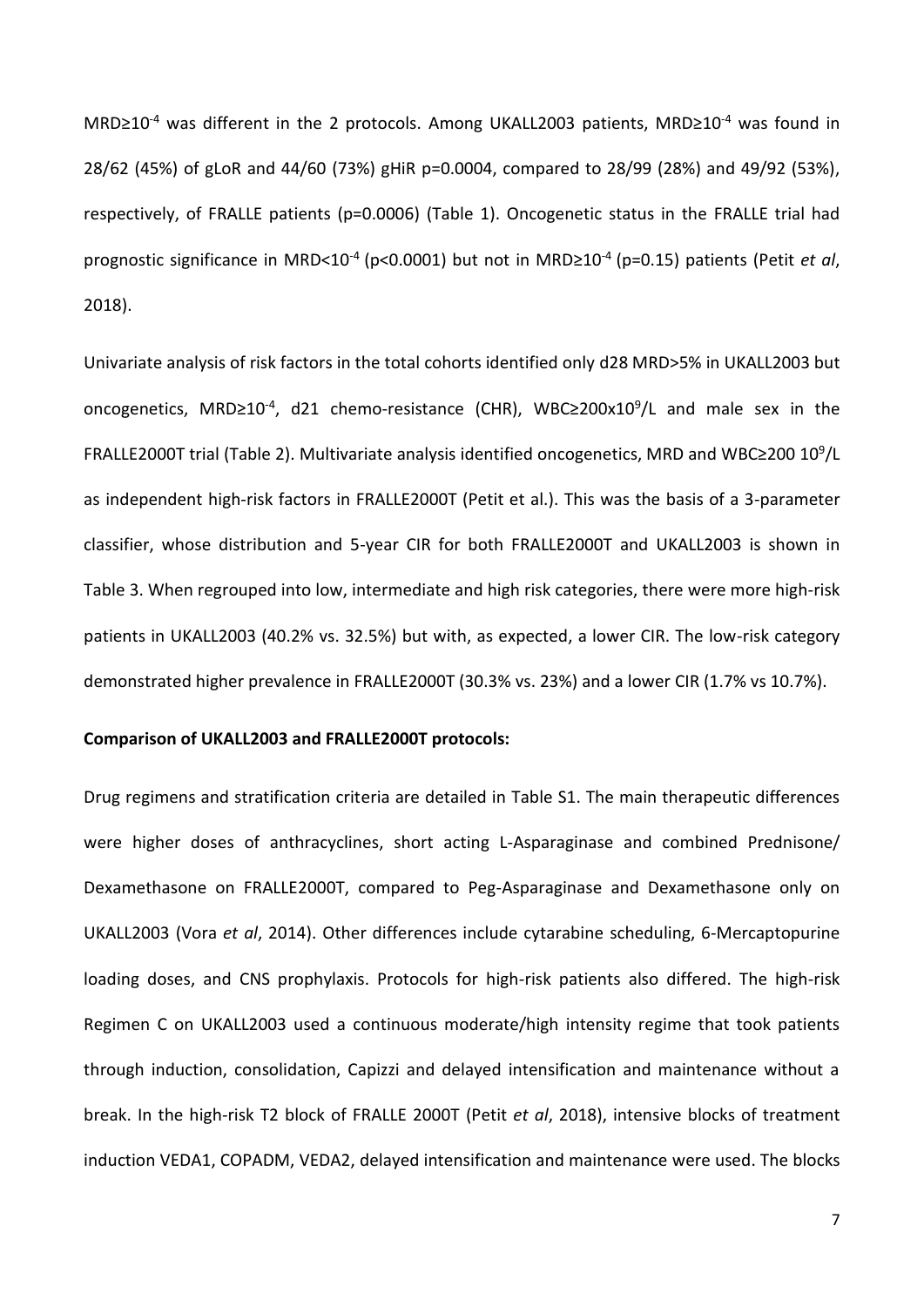MRD≥$10^{-4}$ was different in the 2 protocols. Among UKALL2003 patients, MRD≥$10^{-4}$ was found in 28/62 (45%) of gLoR and 44/60 (73%) gHiR p=0.0004, compared to 28/99 (28%) and 49/92 (53%), respectively, of FRALLE patients (p=0.0006) (Table 1). Oncogenetic status in the FRALLE trial had prognostic significance in MRD<$10^{-4}$ (p<0.0001) but not in MRD≥$10^{-4}$ (p=0.15) patients (Petit *et al*, 2018).

Univariate analysis of risk factors in the total cohorts identified only d28 MRD>5% in UKALL2003 but oncogenetics, MRD≥$10^{-4}$, d21 chemo-resistance (CHR), WBC≥200x$10^9$/L and male sex in the FRALLE2000T trial (Table 2). Multivariate analysis identified oncogenetics, MRD and WBC≥200 $10^9$/L as independent high-risk factors in FRALLE2000T (Petit et al.). This was the basis of a 3-parameter classifier, whose distribution and 5-year CIR for both FRALLE2000T and UKALL2003 is shown in Table 3. When regrouped into low, intermediate and high risk categories, there were more high-risk patients in UKALL2003 (40.2% vs. 32.5%) but with, as expected, a lower CIR. The low-risk category demonstrated higher prevalence in FRALLE2000T (30.3% vs. 23%) and a lower CIR (1.7% vs 10.7%).

**Comparison of UKALL2003 and FRALLE2000T protocols:**

Drug regimens and stratification criteria are detailed in Table S1. The main therapeutic differences were higher doses of anthracyclines, short acting L-Asparaginase and combined Prednisone/ Dexamethasone on FRALLE2000T, compared to Peg-Asparaginase and Dexamethasone only on UKALL2003 (Vora *et al*, 2014). Other differences include cytarabine scheduling, 6-Mercaptopurine loading doses, and CNS prophylaxis. Protocols for high-risk patients also differed. The high-risk Regimen C on UKALL2003 used a continuous moderate/high intensity regime that took patients through induction, consolidation, Capizzi and delayed intensification and maintenance without a break. In the high-risk T2 block of FRALLE 2000T (Petit *et al*, 2018), intensive blocks of treatment induction VEDA1, COPADM, VEDA2, delayed intensification and maintenance were used. The blocks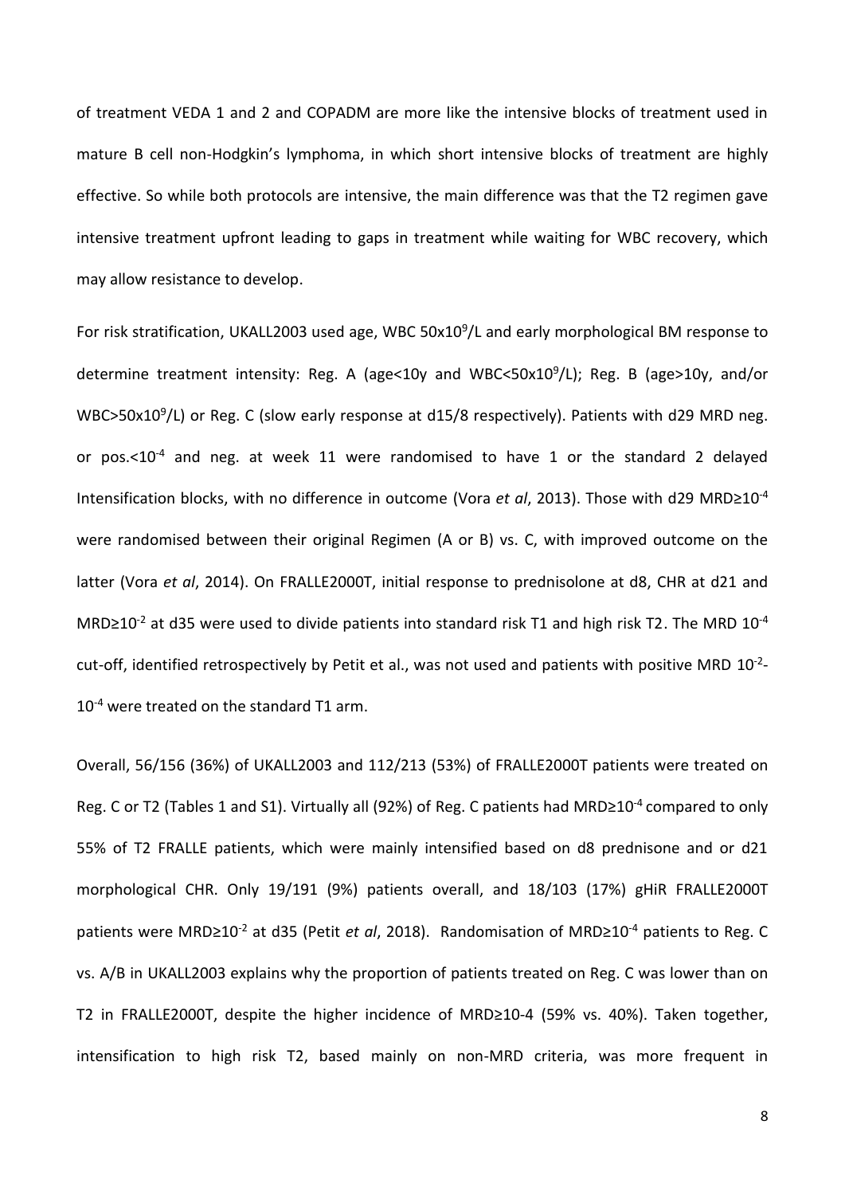of treatment VEDA 1 and 2 and COPADM are more like the intensive blocks of treatment used in mature B cell non-Hodgkin's lymphoma, in which short intensive blocks of treatment are highly effective. So while both protocols are intensive, the main difference was that the T2 regimen gave intensive treatment upfront leading to gaps in treatment while waiting for WBC recovery, which may allow resistance to develop.

For risk stratification, UKALL2003 used age, WBC $50x10^9$/L and early morphological BM response to determine treatment intensity: Reg. A (age<10y and WBC<$50x10^9$/L); Reg. B (age>10y, and/or WBC>$50x10^9$/L) or Reg. C (slow early response at d15/8 respectively). Patients with d29 MRD neg. or pos.<$10^{-4}$ and neg. at week 11 were randomised to have 1 or the standard 2 delayed Intensification blocks, with no difference in outcome (Vora *et al*, 2013). Those with d29 MRD≥$10^{-4}$ were randomised between their original Regimen (A or B) vs. C, with improved outcome on the latter (Vora *et al*, 2014). On FRALLE2000T, initial response to prednisolone at d8, CHR at d21 and MRD≥$10^{-2}$ at d35 were used to divide patients into standard risk T1 and high risk T2. The MRD $10^{-4}$ cut-off, identified retrospectively by Petit et al., was not used and patients with positive MRD $10^{-2}$-$10^{-4}$ were treated on the standard T1 arm.

Overall, 56/156 (36%) of UKALL2003 and 112/213 (53%) of FRALLE2000T patients were treated on Reg. C or T2 (Tables 1 and S1). Virtually all (92%) of Reg. C patients had MRD≥$10^{-4}$ compared to only 55% of T2 FRALLE patients, which were mainly intensified based on d8 prednisone and or d21 morphological CHR. Only 19/191 (9%) patients overall, and 18/103 (17%) gHiR FRALLE2000T patients were MRD≥$10^{-2}$ at d35 (Petit *et al*, 2018). Randomisation of MRD≥$10^{-4}$ patients to Reg. C vs. A/B in UKALL2003 explains why the proportion of patients treated on Reg. C was lower than on T2 in FRALLE2000T, despite the higher incidence of MRD≥10-4 (59% vs. 40%). Taken together, intensification to high risk T2, based mainly on non-MRD criteria, was more frequent in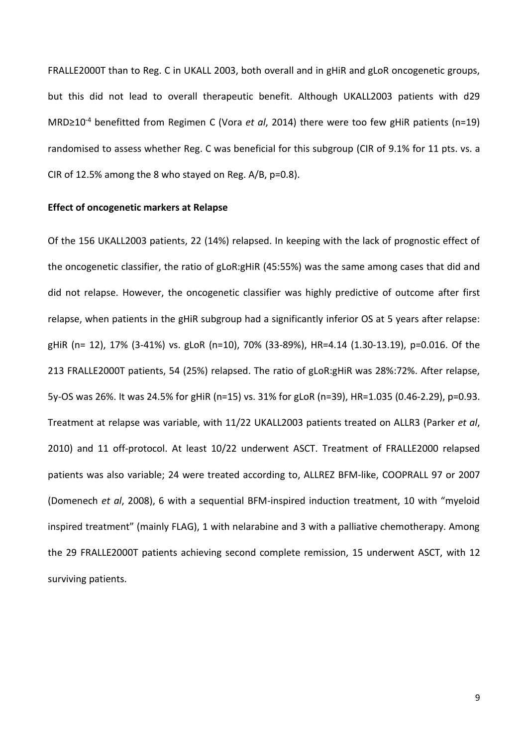FRALLE2000T than to Reg. C in UKALL 2003, both overall and in gHiR and gLoR oncogenetic groups, but this did not lead to overall therapeutic benefit. Although UKALL2003 patients with d29 MRD≥$10^{-4}$ benefitted from Regimen C (Vora *et al*, 2014) there were too few gHiR patients (n=19) randomised to assess whether Reg. C was beneficial for this subgroup (CIR of 9.1% for 11 pts. vs. a CIR of 12.5% among the 8 who stayed on Reg. A/B, p=0.8).

**Effect of oncogenetic markers at Relapse**

Of the 156 UKALL2003 patients, 22 (14%) relapsed. In keeping with the lack of prognostic effect of the oncogenetic classifier, the ratio of gLoR:gHiR (45:55%) was the same among cases that did and did not relapse. However, the oncogenetic classifier was highly predictive of outcome after first relapse, when patients in the gHiR subgroup had a significantly inferior OS at 5 years after relapse: gHiR (n= 12), 17% (3-41%) vs. gLoR (n=10), 70% (33-89%), HR=4.14 (1.30-13.19), p=0.016. Of the 213 FRALLE2000T patients, 54 (25%) relapsed. The ratio of gLoR:gHiR was 28%:72%. After relapse, 5y-OS was 26%. It was 24.5% for gHiR (n=15) vs. 31% for gLoR (n=39), HR=1.035 (0.46-2.29), p=0.93. Treatment at relapse was variable, with 11/22 UKALL2003 patients treated on ALLR3 (Parker *et al*, 2010) and 11 off-protocol. At least 10/22 underwent ASCT. Treatment of FRALLE2000 relapsed patients was also variable; 24 were treated according to, ALLREZ BFM-like, COOPRALL 97 or 2007 (Domenech *et al*, 2008), 6 with a sequential BFM-inspired induction treatment, 10 with "myeloid inspired treatment" (mainly FLAG), 1 with nelarabine and 3 with a palliative chemotherapy. Among the 29 FRALLE2000T patients achieving second complete remission, 15 underwent ASCT, with 12 surviving patients.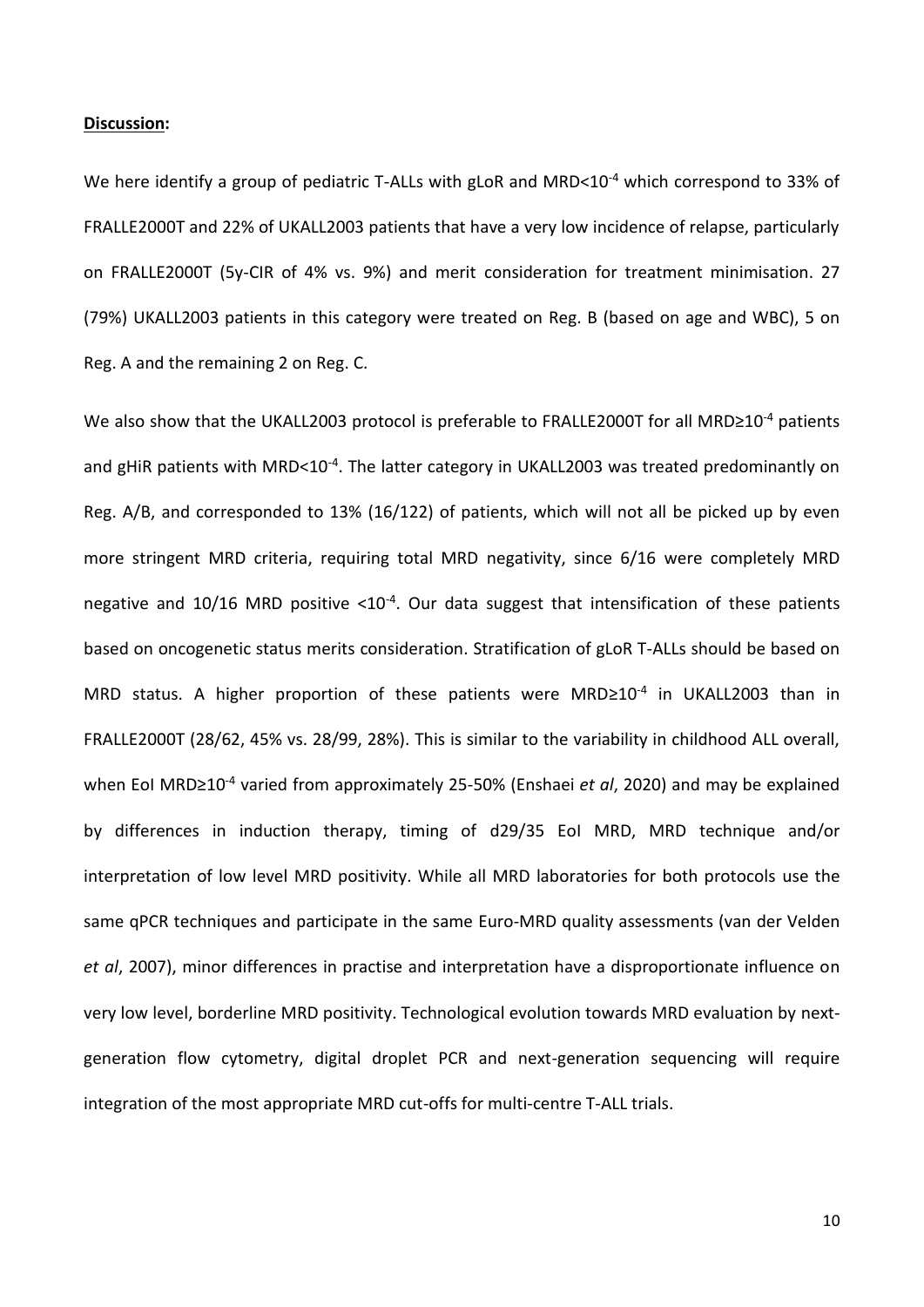**Discussion:**

We here identify a group of pediatric T-ALLs with gLoR and MRD<$10^{-4}$ which correspond to 33% of FRALLE2000T and 22% of UKALL2003 patients that have a very low incidence of relapse, particularly on FRALLE2000T (5y-CIR of 4% vs. 9%) and merit consideration for treatment minimisation. 27 (79%) UKALL2003 patients in this category were treated on Reg. B (based on age and WBC), 5 on Reg. A and the remaining 2 on Reg. C.

We also show that the UKALL2003 protocol is preferable to FRALLE2000T for all MRD≥$10^{-4}$ patients and gHiR patients with MRD<$10^{-4}$. The latter category in UKALL2003 was treated predominantly on Reg. A/B, and corresponded to 13% (16/122) of patients, which will not all be picked up by even more stringent MRD criteria, requiring total MRD negativity, since 6/16 were completely MRD negative and 10/16 MRD positive <$10^{-4}$. Our data suggest that intensification of these patients based on oncogenetic status merits consideration. Stratification of gLoR T-ALLs should be based on MRD status. A higher proportion of these patients were MRD≥$10^{-4}$ in UKALL2003 than in FRALLE2000T (28/62, 45% vs. 28/99, 28%). This is similar to the variability in childhood ALL overall, when EoI MRD≥$10^{-4}$ varied from approximately 25-50% (Enshaei *et al*, 2020) and may be explained by differences in induction therapy, timing of d29/35 EoI MRD, MRD technique and/or interpretation of low level MRD positivity. While all MRD laboratories for both protocols use the same qPCR techniques and participate in the same Euro-MRD quality assessments (van der Velden *et al*, 2007), minor differences in practise and interpretation have a disproportionate influence on very low level, borderline MRD positivity. Technological evolution towards MRD evaluation by next-generation flow cytometry, digital droplet PCR and next-generation sequencing will require integration of the most appropriate MRD cut-offs for multi-centre T-ALL trials.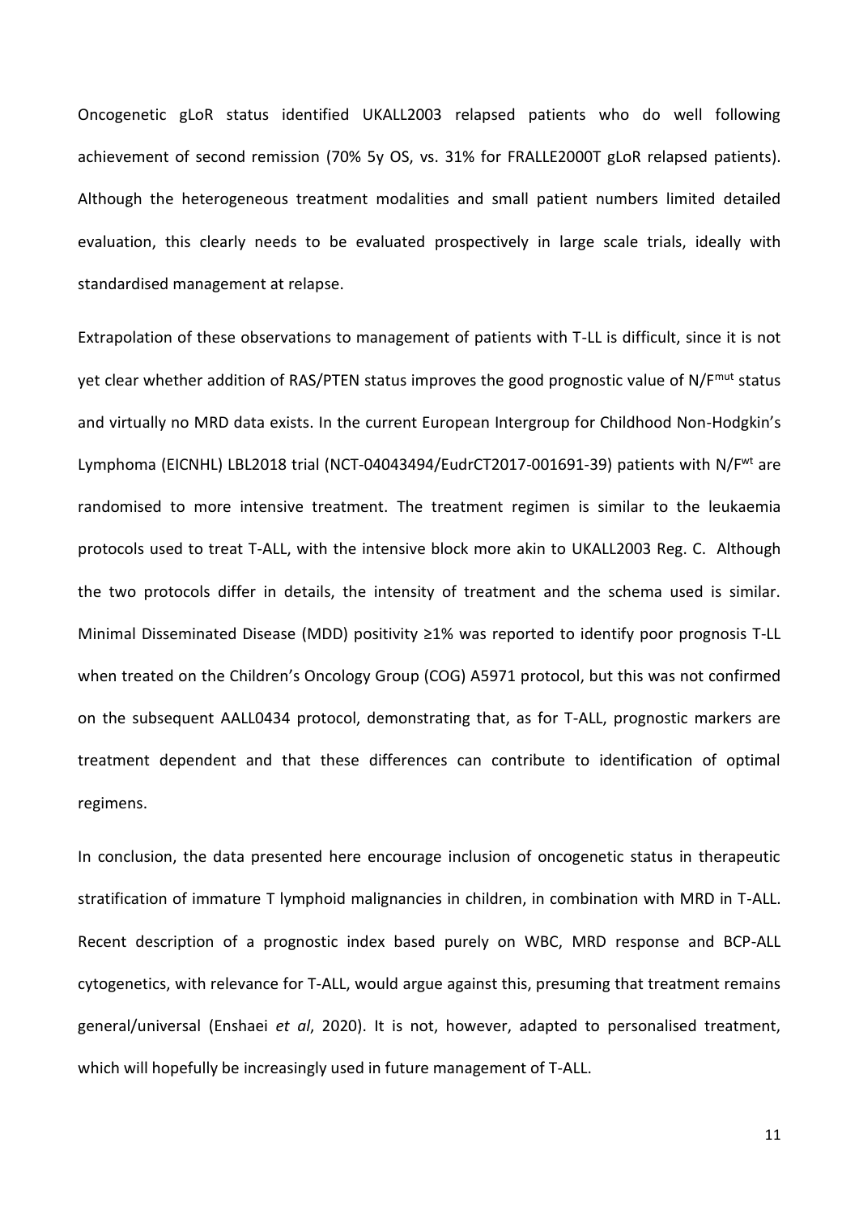Oncogenetic gLoR status identified UKALL2003 relapsed patients who do well following achievement of second remission (70% 5y OS, vs. 31% for FRALLE2000T gLoR relapsed patients). Although the heterogeneous treatment modalities and small patient numbers limited detailed evaluation, this clearly needs to be evaluated prospectively in large scale trials, ideally with standardised management at relapse.

Extrapolation of these observations to management of patients with T-LL is difficult, since it is not yet clear whether addition of RAS/PTEN status improves the good prognostic value of $N/F^{mut}$ status and virtually no MRD data exists. In the current European Intergroup for Childhood Non-Hodgkin's Lymphoma (EICNHL) LBL2018 trial (NCT-04043494/EudrCT2017-001691-39) patients with $N/F^{wt}$ are randomised to more intensive treatment. The treatment regimen is similar to the leukaemia protocols used to treat T-ALL, with the intensive block more akin to UKALL2003 Reg. C. Although the two protocols differ in details, the intensity of treatment and the schema used is similar. Minimal Disseminated Disease (MDD) positivity ≥1% was reported to identify poor prognosis T-LL when treated on the Children's Oncology Group (COG) A5971 protocol, but this was not confirmed on the subsequent AALL0434 protocol, demonstrating that, as for T-ALL, prognostic markers are treatment dependent and that these differences can contribute to identification of optimal regimens.

In conclusion, the data presented here encourage inclusion of oncogenetic status in therapeutic stratification of immature T lymphoid malignancies in children, in combination with MRD in T-ALL. Recent description of a prognostic index based purely on WBC, MRD response and BCP-ALL cytogenetics, with relevance for T-ALL, would argue against this, presuming that treatment remains general/universal (Enshaei *et al*, 2020). It is not, however, adapted to personalised treatment, which will hopefully be increasingly used in future management of T-ALL.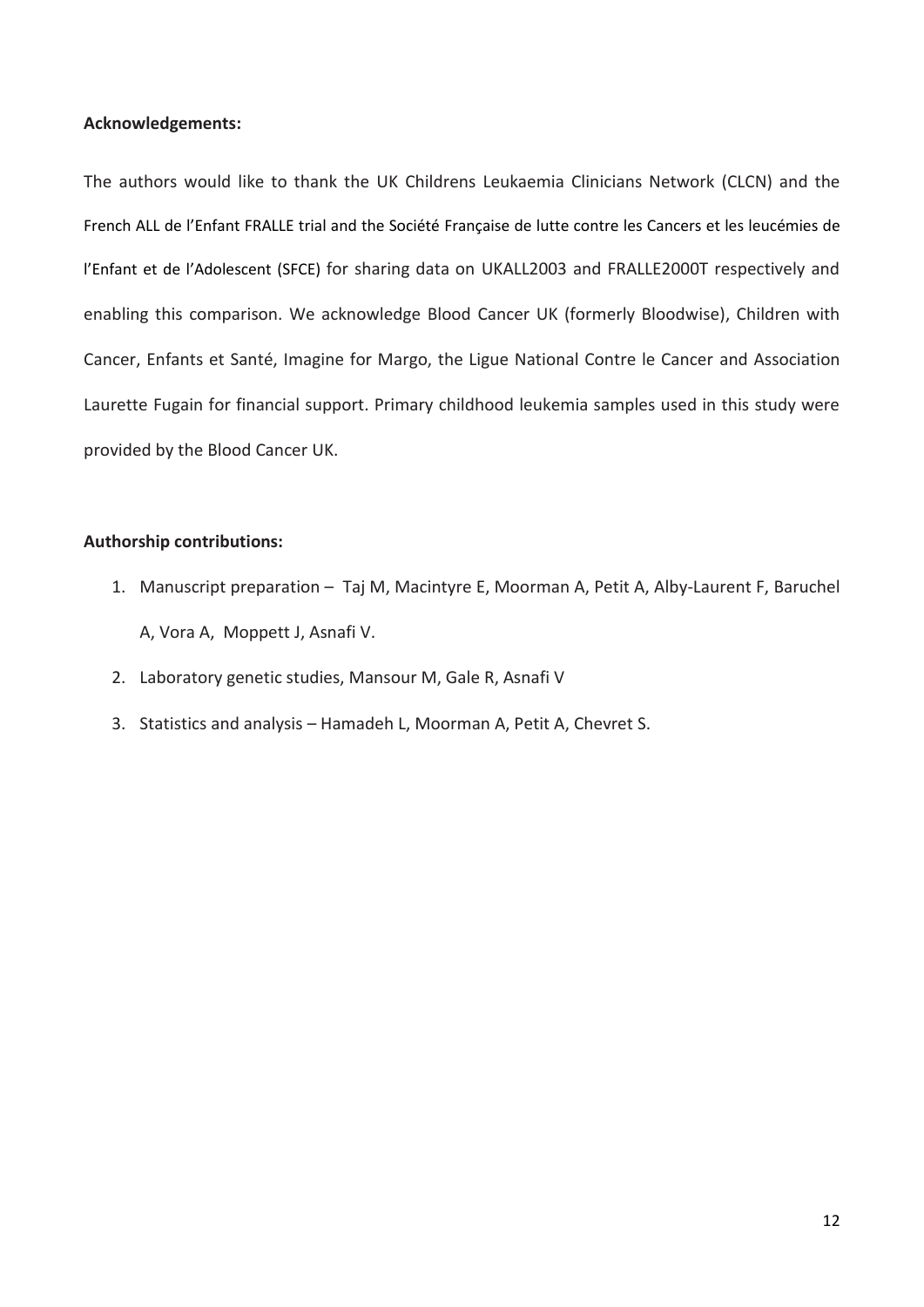**Acknowledgements:**

The authors would like to thank the UK Childrens Leukaemia Clinicians Network (CLCN) and the French ALL de l'Enfant FRALLE trial and the Société Française de lutte contre les Cancers et les leucémies de l'Enfant et de l'Adolescent (SFCE) for sharing data on UKALL2003 and FRALLE2000T respectively and enabling this comparison. We acknowledge Blood Cancer UK (formerly Bloodwise), Children with Cancer, Enfants et Santé, Imagine for Margo, the Ligue National Contre le Cancer and Association Laurette Fugain for financial support. Primary childhood leukemia samples used in this study were provided by the Blood Cancer UK.

**Authorship contributions:**

1. Manuscript preparation – Taj M, Macintyre E, Moorman A, Petit A, Alby-Laurent F, Baruchel A, Vora A, Moppett J, Asnafi V.
2. Laboratory genetic studies, Mansour M, Gale R, Asnafi V
3. Statistics and analysis – Hamadeh L, Moorman A, Petit A, Chevret S.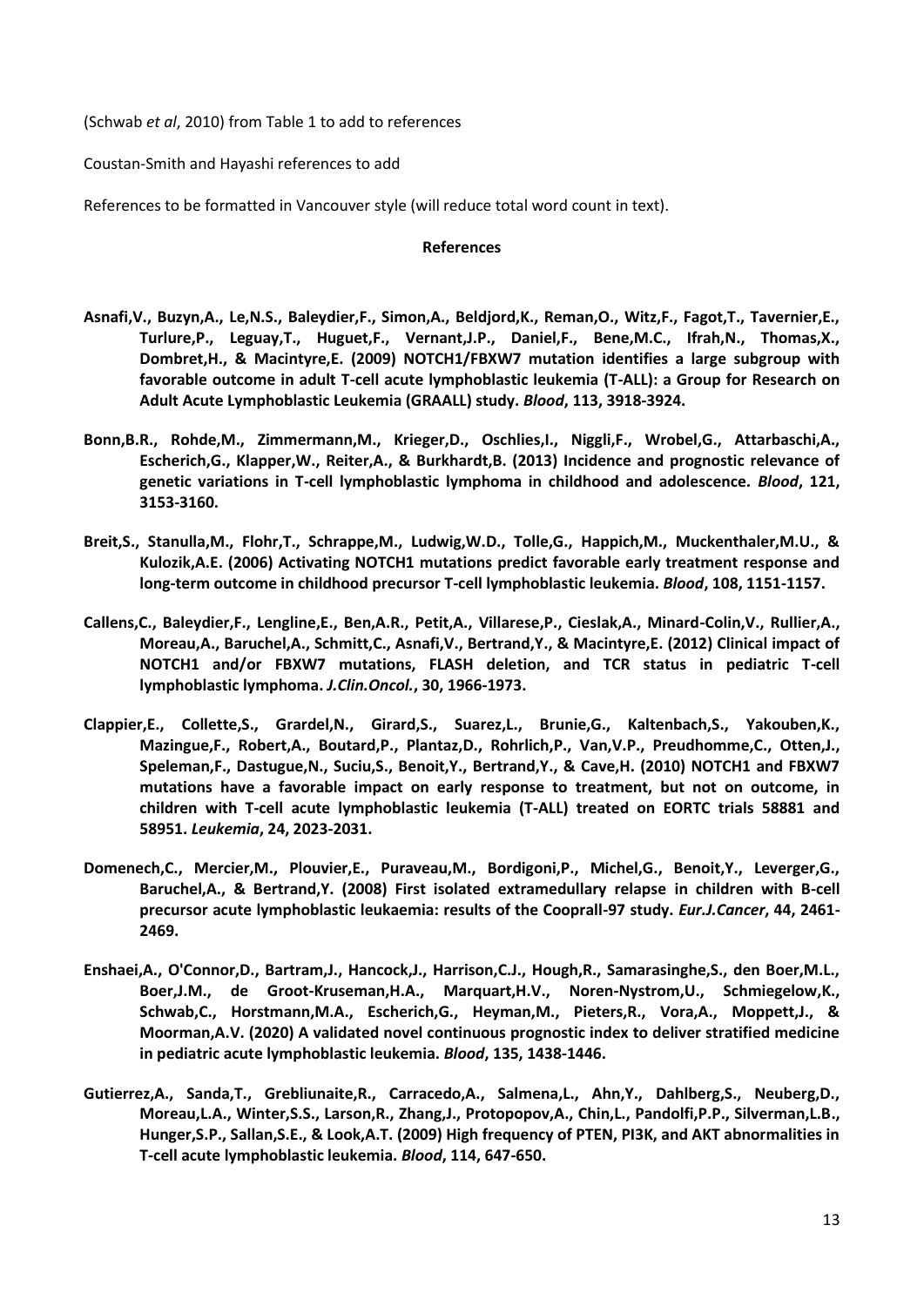(Schwab *et al*, 2010) from Table 1 to add to references

Coustan-Smith and Hayashi references to add

References to be formatted in Vancouver style (will reduce total word count in text).

**References**

**Asnafi,V., Buzyn,A., Le,N.S., Baleydier,F., Simon,A., Beldjord,K., Reman,O., Witz,F., Fagot,T., Tavernier,E., Turlure,P., Leguay,T., Huguet,F., Vernant,J.P., Daniel,F., Bene,M.C., Ifrah,N., Thomas,X., Dombret,H., & Macintyre,E. (2009) NOTCH1/FBXW7 mutation identifies a large subgroup with favorable outcome in adult T-cell acute lymphoblastic leukemia (T-ALL): a Group for Research on Adult Acute Lymphoblastic Leukemia (GRAALL) study. *Blood*, 113, 3918-3924.**

**Bonn,B.R., Rohde,M., Zimmermann,M., Krieger,D., Oschlies,I., Niggli,F., Wrobel,G., Attarbaschi,A., Escherich,G., Klapper,W., Reiter,A., & Burkhardt,B. (2013) Incidence and prognostic relevance of genetic variations in T-cell lymphoblastic lymphoma in childhood and adolescence. *Blood*, 121, 3153-3160.**

**Breit,S., Stanulla,M., Flohr,T., Schrappe,M., Ludwig,W.D., Tolle,G., Happich,M., Muckenthaler,M.U., & Kulozik,A.E. (2006) Activating NOTCH1 mutations predict favorable early treatment response and long-term outcome in childhood precursor T-cell lymphoblastic leukemia. *Blood*, 108, 1151-1157.**

**Callens,C., Baleydier,F., Lengline,E., Ben,A.R., Petit,A., Villarese,P., Cieslak,A., Minard-Colin,V., Rullier,A., Moreau,A., Baruchel,A., Schmitt,C., Asnafi,V., Bertrand,Y., & Macintyre,E. (2012) Clinical impact of NOTCH1 and/or FBXW7 mutations, FLASH deletion, and TCR status in pediatric T-cell lymphoblastic lymphoma. *J.Clin.Oncol.*, 30, 1966-1973.**

**Clappier,E., Collette,S., Grardel,N., Girard,S., Suarez,L., Brunie,G., Kaltenbach,S., Yakouben,K., Mazingue,F., Robert,A., Boutard,P., Plantaz,D., Rohrlich,P., Van,V.P., Preudhomme,C., Otten,J., Speleman,F., Dastugue,N., Suciu,S., Benoit,Y., Bertrand,Y., & Cave,H. (2010) NOTCH1 and FBXW7 mutations have a favorable impact on early response to treatment, but not on outcome, in children with T-cell acute lymphoblastic leukemia (T-ALL) treated on EORTC trials 58881 and 58951. *Leukemia*, 24, 2023-2031.**

**Domenech,C., Mercier,M., Plouvier,E., Puraveau,M., Bordigoni,P., Michel,G., Benoit,Y., Leverger,G., Baruchel,A., & Bertrand,Y. (2008) First isolated extramedullary relapse in children with B-cell precursor acute lymphoblastic leukaemia: results of the Cooprall-97 study. *Eur.J.Cancer*, 44, 2461-2469.**

**Enshaei,A., O'Connor,D., Bartram,J., Hancock,J., Harrison,C.J., Hough,R., Samarasinghe,S., den Boer,M.L., Boer,J.M., de Groot-Kruseman,H.A., Marquart,H.V., Noren-Nystrom,U., Schmiegelow,K., Schwab,C., Horstmann,M.A., Escherich,G., Heyman,M., Pieters,R., Vora,A., Moppett,J., & Moorman,A.V. (2020) A validated novel continuous prognostic index to deliver stratified medicine in pediatric acute lymphoblastic leukemia. *Blood*, 135, 1438-1446.**

**Gutierrez,A., Sanda,T., Grebliunaite,R., Carracedo,A., Salmena,L., Ahn,Y., Dahlberg,S., Neuberg,D., Moreau,L.A., Winter,S.S., Larson,R., Zhang,J., Protopopov,A., Chin,L., Pandolfi,P.P., Silverman,L.B., Hunger,S.P., Sallan,S.E., & Look,A.T. (2009) High frequency of PTEN, PI3K, and AKT abnormalities in T-cell acute lymphoblastic leukemia. *Blood*, 114, 647-650.**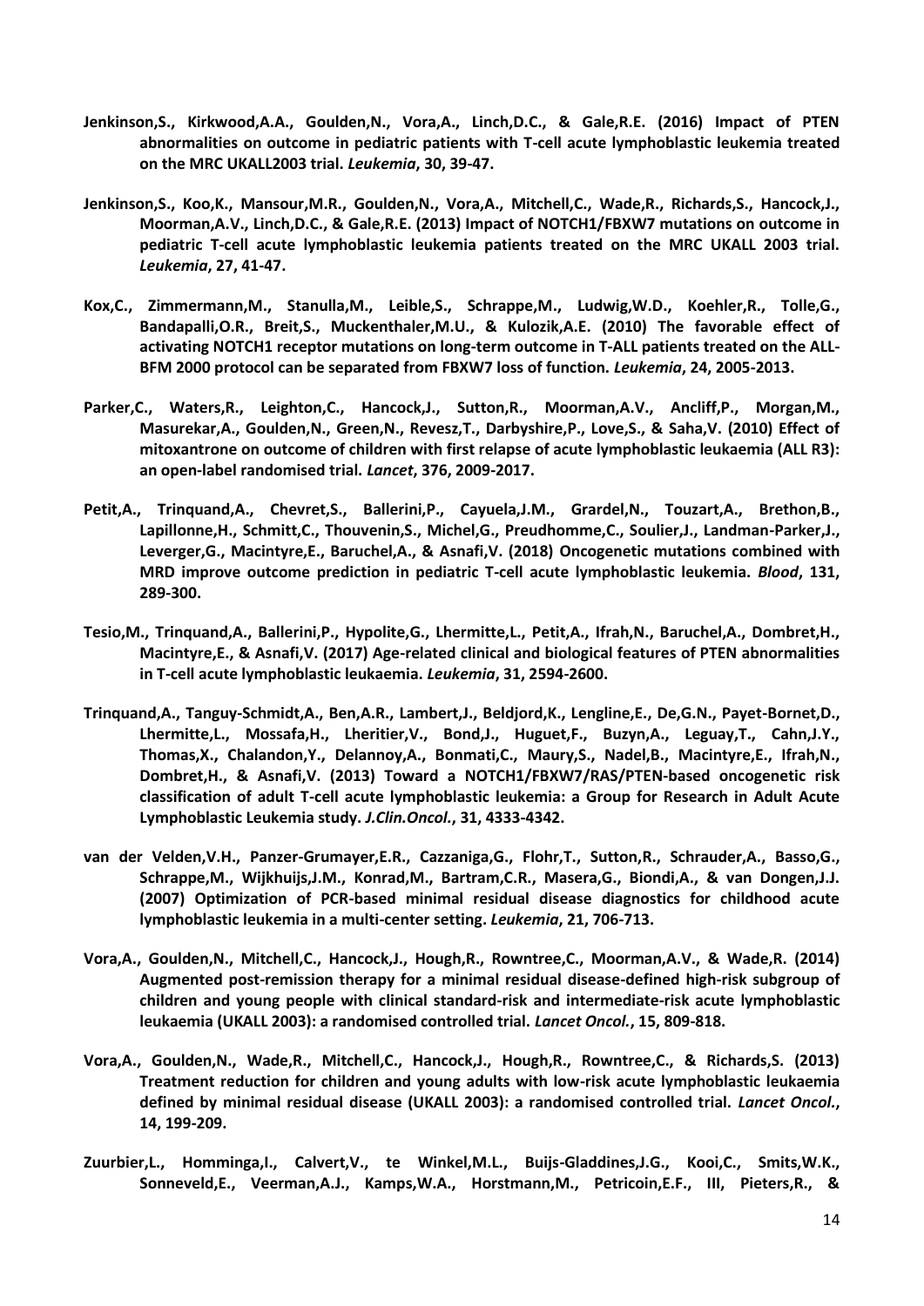**Jenkinson,S., Kirkwood,A.A., Goulden,N., Vora,A., Linch,D.C., & Gale,R.E. (2016) Impact of PTEN abnormalities on outcome in pediatric patients with T-cell acute lymphoblastic leukemia treated on the MRC UKALL2003 trial. *Leukemia*, 30, 39-47.**

**Jenkinson,S., Koo,K., Mansour,M.R., Goulden,N., Vora,A., Mitchell,C., Wade,R., Richards,S., Hancock,J., Moorman,A.V., Linch,D.C., & Gale,R.E. (2013) Impact of NOTCH1/FBXW7 mutations on outcome in pediatric T-cell acute lymphoblastic leukemia patients treated on the MRC UKALL 2003 trial. *Leukemia*, 27, 41-47.**

**Kox,C., Zimmermann,M., Stanulla,M., Leible,S., Schrappe,M., Ludwig,W.D., Koehler,R., Tolle,G., Bandapalli,O.R., Breit,S., Muckenthaler,M.U., & Kulozik,A.E. (2010) The favorable effect of activating NOTCH1 receptor mutations on long-term outcome in T-ALL patients treated on the ALL-BFM 2000 protocol can be separated from FBXW7 loss of function. *Leukemia*, 24, 2005-2013.**

**Parker,C., Waters,R., Leighton,C., Hancock,J., Sutton,R., Moorman,A.V., Ancliff,P., Morgan,M., Masurekar,A., Goulden,N., Green,N., Revesz,T., Darbyshire,P., Love,S., & Saha,V. (2010) Effect of mitoxantrone on outcome of children with first relapse of acute lymphoblastic leukaemia (ALL R3): an open-label randomised trial. *Lancet*, 376, 2009-2017.**

**Petit,A., Trinquand,A., Chevret,S., Ballerini,P., Cayuela,J.M., Grardel,N., Touzart,A., Brethon,B., Lapillonne,H., Schmitt,C., Thouvenin,S., Michel,G., Preudhomme,C., Soulier,J., Landman-Parker,J., Leverger,G., Macintyre,E., Baruchel,A., & Asnafi,V. (2018) Oncogenetic mutations combined with MRD improve outcome prediction in pediatric T-cell acute lymphoblastic leukemia. *Blood*, 131, 289-300.**

**Tesio,M., Trinquand,A., Ballerini,P., Hypolite,G., Lhermitte,L., Petit,A., Ifrah,N., Baruchel,A., Dombret,H., Macintyre,E., & Asnafi,V. (2017) Age-related clinical and biological features of PTEN abnormalities in T-cell acute lymphoblastic leukaemia. *Leukemia*, 31, 2594-2600.**

**Trinquand,A., Tanguy-Schmidt,A., Ben,A.R., Lambert,J., Beldjord,K., Lengline,E., De,G.N., Payet-Bornet,D., Lhermitte,L., Mossafa,H., Lheritier,V., Bond,J., Huguet,F., Buzyn,A., Leguay,T., Cahn,J.Y., Thomas,X., Chalandon,Y., Delannoy,A., Bonmati,C., Maury,S., Nadel,B., Macintyre,E., Ifrah,N., Dombret,H., & Asnafi,V. (2013) Toward a NOTCH1/FBXW7/RAS/PTEN-based oncogenetic risk classification of adult T-cell acute lymphoblastic leukemia: a Group for Research in Adult Acute Lymphoblastic Leukemia study. *J.Clin.Oncol.*, 31, 4333-4342.**

**van der Velden,V.H., Panzer-Grumayer,E.R., Cazzaniga,G., Flohr,T., Sutton,R., Schrauder,A., Basso,G., Schrappe,M., Wijkhuijs,J.M., Konrad,M., Bartram,C.R., Masera,G., Biondi,A., & van Dongen,J.J. (2007) Optimization of PCR-based minimal residual disease diagnostics for childhood acute lymphoblastic leukemia in a multi-center setting. *Leukemia*, 21, 706-713.**

**Vora,A., Goulden,N., Mitchell,C., Hancock,J., Hough,R., Rowntree,C., Moorman,A.V., & Wade,R. (2014) Augmented post-remission therapy for a minimal residual disease-defined high-risk subgroup of children and young people with clinical standard-risk and intermediate-risk acute lymphoblastic leukaemia (UKALL 2003): a randomised controlled trial. *Lancet Oncol.*, 15, 809-818.**

**Vora,A., Goulden,N., Wade,R., Mitchell,C., Hancock,J., Hough,R., Rowntree,C., & Richards,S. (2013) Treatment reduction for children and young adults with low-risk acute lymphoblastic leukaemia defined by minimal residual disease (UKALL 2003): a randomised controlled trial. *Lancet Oncol.*, 14, 199-209.**

**Zuurbier,L., Homminga,I., Calvert,V., te Winkel,M.L., Buijs-Gladdines,J.G., Kooi,C., Smits,W.K., Sonneveld,E., Veerman,A.J., Kamps,W.A., Horstmann,M., Petricoin,E.F., III, Pieters,R., &**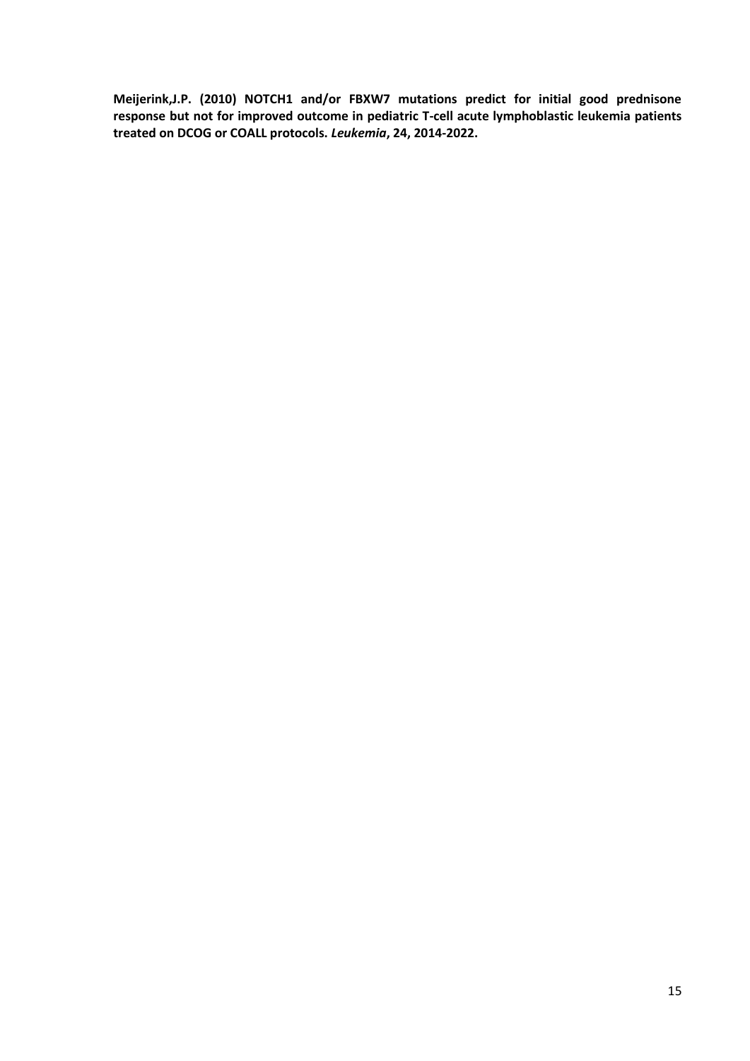**Meijerink,J.P. (2010) NOTCH1 and/or FBXW7 mutations predict for initial good prednisone response but not for improved outcome in pediatric T-cell acute lymphoblastic leukemia patients treated on DCOG or COALL protocols. *Leukemia*, 24, 2014-2022.**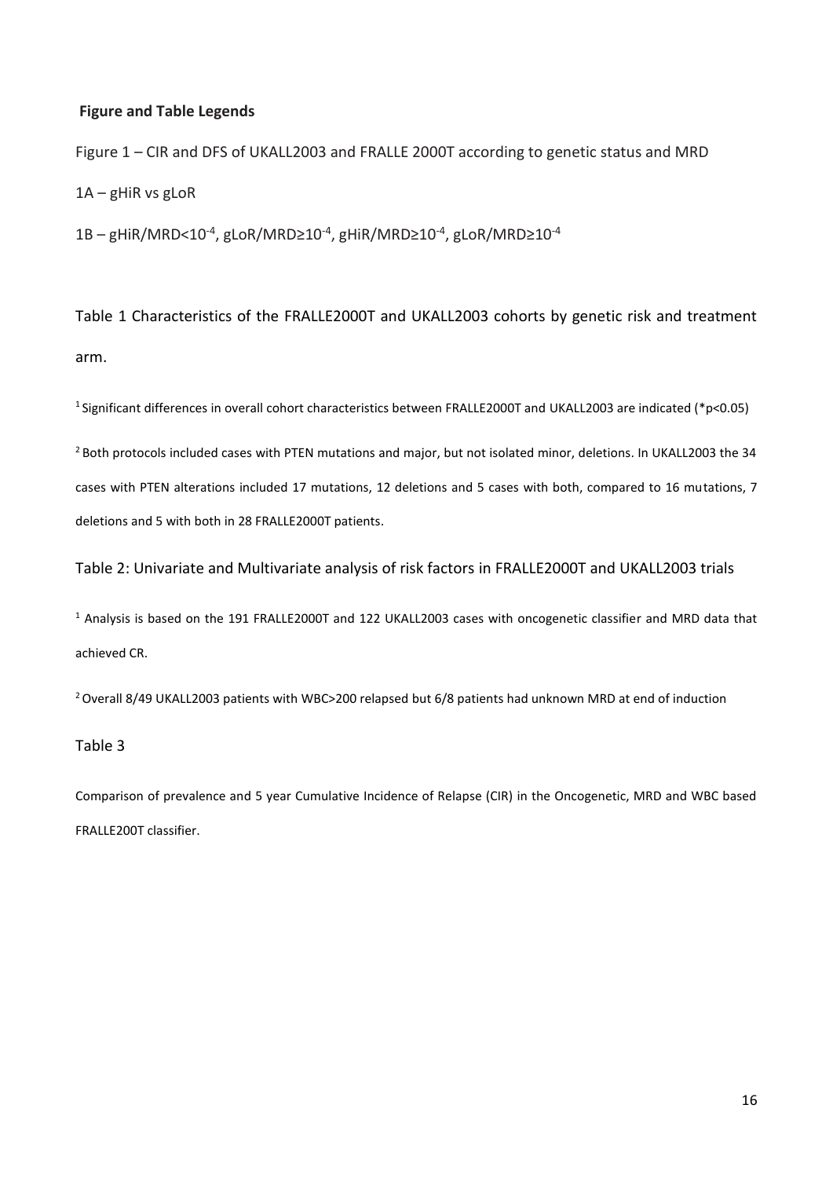## Figure and Table Legends

Figure 1 – CIR and DFS of UKALL2003 and FRALLE 2000T according to genetic status and MRD

1A – gHiR vs gLoR

1B – gHiR/MRD<$10^{-4}$, gLoR/MRD≥$10^{-4}$, gHiR/MRD≥$10^{-4}$, gLoR/MRD≥$10^{-4}$

Table 1 Characteristics of the FRALLE2000T and UKALL2003 cohorts by genetic risk and treatment arm.

[1] Significant differences in overall cohort characteristics between FRALLE2000T and UKALL2003 are indicated (*p<0.05)

[2] Both protocols included cases with PTEN mutations and major, but not isolated minor, deletions. In UKALL2003 the 34 cases with PTEN alterations included 17 mutations, 12 deletions and 5 cases with both, compared to 16 mutations, 7 deletions and 5 with both in 28 FRALLE2000T patients.

Table 2: Univariate and Multivariate analysis of risk factors in FRALLE2000T and UKALL2003 trials

[1] Analysis is based on the 191 FRALLE2000T and 122 UKALL2003 cases with oncogenetic classifier and MRD data that achieved CR.

[2] Overall 8/49 UKALL2003 patients with WBC>200 relapsed but 6/8 patients had unknown MRD at end of induction

Table 3

Comparison of prevalence and 5 year Cumulative Incidence of Relapse (CIR) in the Oncogenetic, MRD and WBC based FRALLE200T classifier.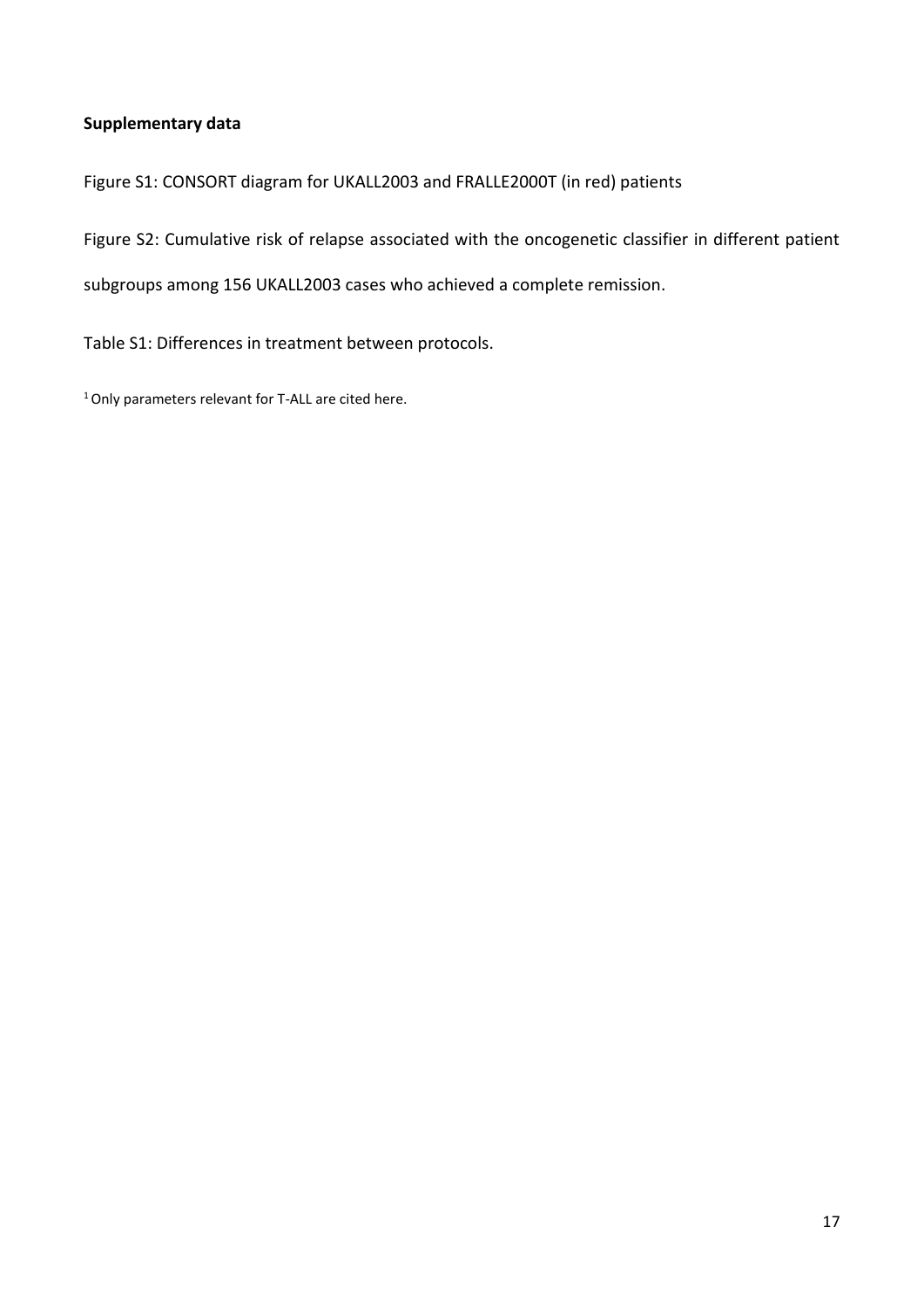**Supplementary data**

Figure S1: CONSORT diagram for UKALL2003 and FRALLE2000T (in red) patients

Figure S2: Cumulative risk of relapse associated with the oncogenetic classifier in different patient subgroups among 156 UKALL2003 cases who achieved a complete remission.

Table S1: Differences in treatment between protocols.

[1] Only parameters relevant for T-ALL are cited here.